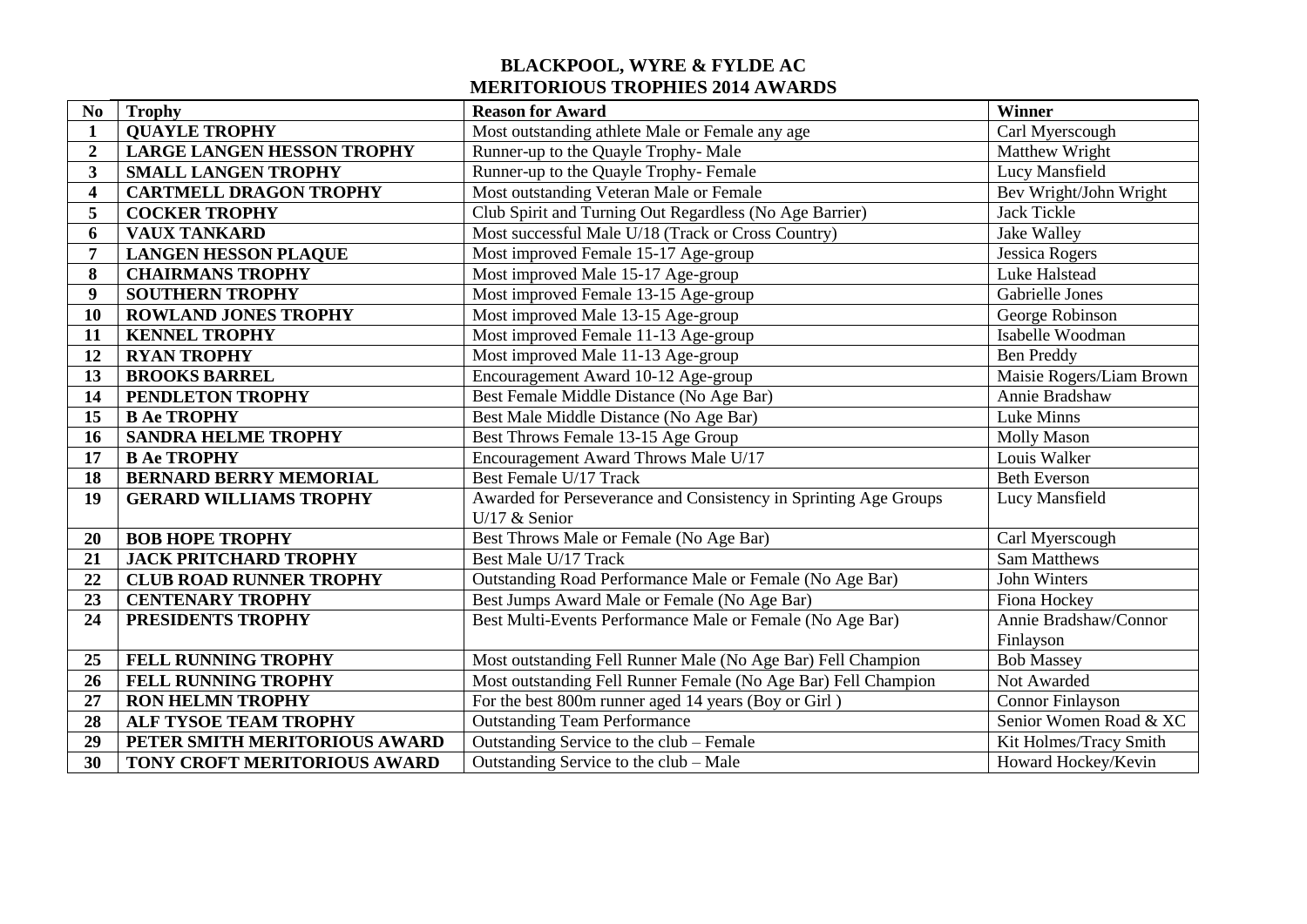# BLACKPOOL, WYRE & FYLDE AC
## MERITORIOUS TROPHIES 2014 AWARDS

| No | Trophy | Reason for Award | Winner |
|---|---|---|---|
| 1 | QUAYLE TROPHY | Most outstanding athlete Male or Female any age | Carl Myerscough |
| 2 | LARGE LANGEN HESSON TROPHY | Runner-up to the Quayle Trophy- Male | Matthew Wright |
| 3 | SMALL LANGEN TROPHY | Runner-up to the Quayle Trophy- Female | Lucy Mansfield |
| 4 | CARTMELL DRAGON TROPHY | Most outstanding Veteran Male or Female | Bev Wright/John Wright |
| 5 | COCKER TROPHY | Club Spirit and Turning Out Regardless (No Age Barrier) | Jack Tickle |
| 6 | VAUX TANKARD | Most successful Male U/18 (Track or Cross Country) | Jake Walley |
| 7 | LANGEN HESSON PLAQUE | Most improved Female 15-17 Age-group | Jessica Rogers |
| 8 | CHAIRMANS TROPHY | Most improved Male 15-17 Age-group | Luke Halstead |
| 9 | SOUTHERN TROPHY | Most improved Female 13-15 Age-group | Gabrielle Jones |
| 10 | ROWLAND JONES TROPHY | Most improved Male 13-15 Age-group | George Robinson |
| 11 | KENNEL TROPHY | Most improved Female 11-13 Age-group | Isabelle Woodman |
| 12 | RYAN TROPHY | Most improved Male 11-13 Age-group | Ben Preddy |
| 13 | BROOKS BARREL | Encouragement Award 10-12 Age-group | Maisie Rogers/Liam Brown |
| 14 | PENDLETON TROPHY | Best Female Middle Distance (No Age Bar) | Annie Bradshaw |
| 15 | B Ae TROPHY | Best Male Middle Distance (No Age Bar) | Luke Minns |
| 16 | SANDRA HELME TROPHY | Best Throws Female 13-15 Age Group | Molly Mason |
| 17 | B Ae TROPHY | Encouragement Award Throws Male U/17 | Louis Walker |
| 18 | BERNARD BERRY MEMORIAL | Best Female U/17 Track | Beth Everson |
| 19 | GERARD WILLIAMS TROPHY | Awarded for Perseverance and Consistency in Sprinting Age Groups U/17 & Senior | Lucy Mansfield |
| 20 | BOB HOPE TROPHY | Best Throws Male or Female (No Age Bar) | Carl Myerscough |
| 21 | JACK PRITCHARD TROPHY | Best Male U/17 Track | Sam Matthews |
| 22 | CLUB ROAD RUNNER TROPHY | Outstanding Road Performance Male or Female (No Age Bar) | John Winters |
| 23 | CENTENARY TROPHY | Best Jumps Award Male or Female (No Age Bar) | Fiona Hockey |
| 24 | PRESIDENTS TROPHY | Best Multi-Events Performance Male or Female (No Age Bar) | Annie Bradshaw/Connor Finlayson |
| 25 | FELL RUNNING TROPHY | Most outstanding Fell Runner Male (No Age Bar) Fell Champion | Bob Massey |
| 26 | FELL RUNNING TROPHY | Most outstanding Fell Runner Female (No Age Bar) Fell Champion | Not Awarded |
| 27 | RON HELMN TROPHY | For the best 800m runner aged 14 years (Boy or Girl ) | Connor Finlayson |
| 28 | ALF TYSOE TEAM TROPHY | Outstanding Team Performance | Senior Women Road & XC |
| 29 | PETER SMITH MERITORIOUS AWARD | Outstanding Service to the club – Female | Kit Holmes/Tracy Smith |
| 30 | TONY CROFT MERITORIOUS AWARD | Outstanding Service to the club – Male | Howard Hockey/Kevin |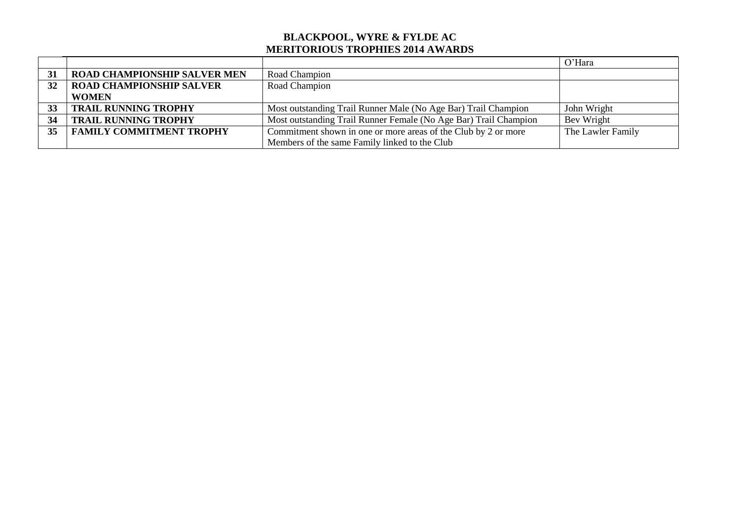**BLACKPOOL, WYRE & FYLDE AC**
**MERITORIOUS TROPHIES 2014 AWARDS**

| | | | |
|---|---|---|---|
| | | | O'Hara |
| **31** | **ROAD CHAMPIONSHIP SALVER MEN** | Road Champion | |
| **32** | **ROAD CHAMPIONSHIP SALVER WOMEN** | Road Champion | |
| **33** | **TRAIL RUNNING TROPHY** | Most outstanding Trail Runner Male (No Age Bar) Trail Champion | John Wright |
| **34** | **TRAIL RUNNING TROPHY** | Most outstanding Trail Runner Female (No Age Bar) Trail Champion | Bev Wright |
| **35** | **FAMILY COMMITMENT TROPHY** | Commitment shown in one or more areas of the Club by 2 or more Members of the same Family linked to the Club | The Lawler Family |